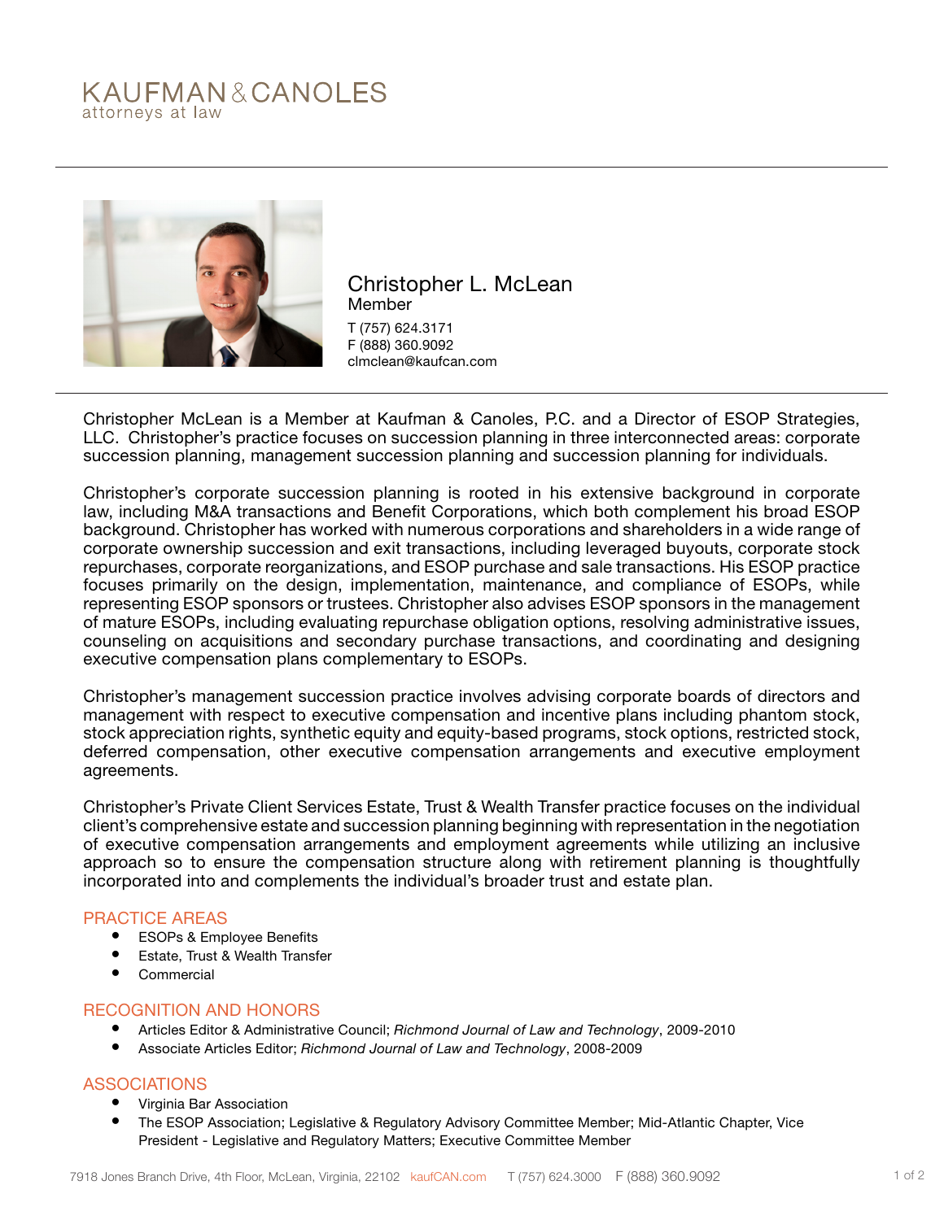KAUFMAN & CANOLES
attorneys at law

# Christopher L. McLean

Member

T (757) 624.3171
F (888) 360.9092
clmclean@kaufcan.com

Christopher McLean is a Member at Kaufman & Canoles, P.C. and a Director of ESOP Strategies, LLC. Christopher's practice focuses on succession planning in three interconnected areas: corporate succession planning, management succession planning and succession planning for individuals.

Christopher's corporate succession planning is rooted in his extensive background in corporate law, including M&A transactions and Benefit Corporations, which both complement his broad ESOP background. Christopher has worked with numerous corporations and shareholders in a wide range of corporate ownership succession and exit transactions, including leveraged buyouts, corporate stock repurchases, corporate reorganizations, and ESOP purchase and sale transactions. His ESOP practice focuses primarily on the design, implementation, maintenance, and compliance of ESOPs, while representing ESOP sponsors or trustees. Christopher also advises ESOP sponsors in the management of mature ESOPs, including evaluating repurchase obligation options, resolving administrative issues, counseling on acquisitions and secondary purchase transactions, and coordinating and designing executive compensation plans complementary to ESOPs.

Christopher's management succession practice involves advising corporate boards of directors and management with respect to executive compensation and incentive plans including phantom stock, stock appreciation rights, synthetic equity and equity-based programs, stock options, restricted stock, deferred compensation, other executive compensation arrangements and executive employment agreements.

Christopher's Private Client Services Estate, Trust & Wealth Transfer practice focuses on the individual client's comprehensive estate and succession planning beginning with representation in the negotiation of executive compensation arrangements and employment agreements while utilizing an inclusive approach so to ensure the compensation structure along with retirement planning is thoughtfully incorporated into and complements the individual's broader trust and estate plan.

## PRACTICE AREAS

- ESOPs & Employee Benefits
- Estate, Trust & Wealth Transfer
- Commercial

## RECOGNITION AND HONORS

- Articles Editor & Administrative Council; *Richmond Journal of Law and Technology*, 2009-2010
- Associate Articles Editor; *Richmond Journal of Law and Technology*, 2008-2009

## ASSOCIATIONS

- Virginia Bar Association
- The ESOP Association; Legislative & Regulatory Advisory Committee Member; Mid-Atlantic Chapter, Vice President - Legislative and Regulatory Matters; Executive Committee Member

7918 Jones Branch Drive, 4th Floor, McLean, Virginia, 22102 kaufCAN.com T (757) 624.3000 F (888) 360.9092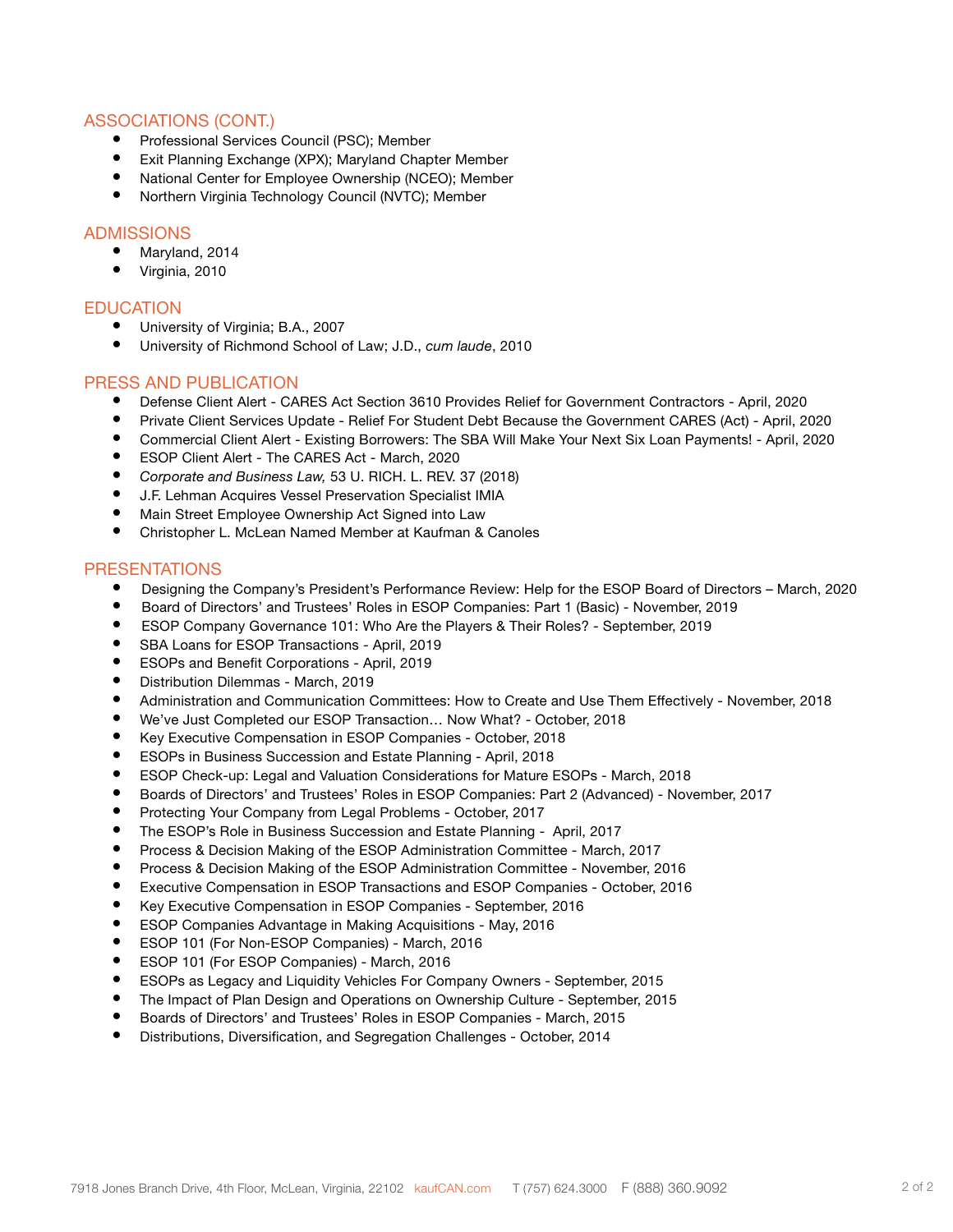## ASSOCIATIONS (CONT.)

- Professional Services Council (PSC); Member
- Exit Planning Exchange (XPX); Maryland Chapter Member
- National Center for Employee Ownership (NCEO); Member
- Northern Virginia Technology Council (NVTC); Member

## ADMISSIONS

- Maryland, 2014
- Virginia, 2010

## EDUCATION

- University of Virginia; B.A., 2007
- University of Richmond School of Law; J.D., *cum laude*, 2010

## PRESS AND PUBLICATION

- Defense Client Alert - CARES Act Section 3610 Provides Relief for Government Contractors - April, 2020
- Private Client Services Update - Relief For Student Debt Because the Government CARES (Act) - April, 2020
- Commercial Client Alert - Existing Borrowers: The SBA Will Make Your Next Six Loan Payments! - April, 2020
- ESOP Client Alert - The CARES Act - March, 2020
- *Corporate and Business Law,* 53 U. RICH. L. REV. 37 (2018)
- J.F. Lehman Acquires Vessel Preservation Specialist IMIA
- Main Street Employee Ownership Act Signed into Law
- Christopher L. McLean Named Member at Kaufman & Canoles

## PRESENTATIONS

- Designing the Company's President's Performance Review: Help for the ESOP Board of Directors – March, 2020
- Board of Directors' and Trustees' Roles in ESOP Companies: Part 1 (Basic) - November, 2019
- ESOP Company Governance 101: Who Are the Players & Their Roles? - September, 2019
- SBA Loans for ESOP Transactions - April, 2019
- ESOPs and Benefit Corporations - April, 2019
- Distribution Dilemmas - March, 2019
- Administration and Communication Committees: How to Create and Use Them Effectively - November, 2018
- We've Just Completed our ESOP Transaction… Now What? - October, 2018
- Key Executive Compensation in ESOP Companies - October, 2018
- ESOPs in Business Succession and Estate Planning - April, 2018
- ESOP Check-up: Legal and Valuation Considerations for Mature ESOPs - March, 2018
- Boards of Directors' and Trustees' Roles in ESOP Companies: Part 2 (Advanced) - November, 2017
- Protecting Your Company from Legal Problems - October, 2017
- The ESOP's Role in Business Succession and Estate Planning - April, 2017
- Process & Decision Making of the ESOP Administration Committee - March, 2017
- Process & Decision Making of the ESOP Administration Committee - November, 2016
- Executive Compensation in ESOP Transactions and ESOP Companies - October, 2016
- Key Executive Compensation in ESOP Companies - September, 2016
- ESOP Companies Advantage in Making Acquisitions - May, 2016
- ESOP 101 (For Non-ESOP Companies) - March, 2016
- ESOP 101 (For ESOP Companies) - March, 2016
- ESOPs as Legacy and Liquidity Vehicles For Company Owners - September, 2015
- The Impact of Plan Design and Operations on Ownership Culture - September, 2015
- Boards of Directors' and Trustees' Roles in ESOP Companies - March, 2015
- Distributions, Diversification, and Segregation Challenges - October, 2014

7918 Jones Branch Drive, 4th Floor, McLean, Virginia, 22102 kaufCAN.com T (757) 624.3000 F (888) 360.9092